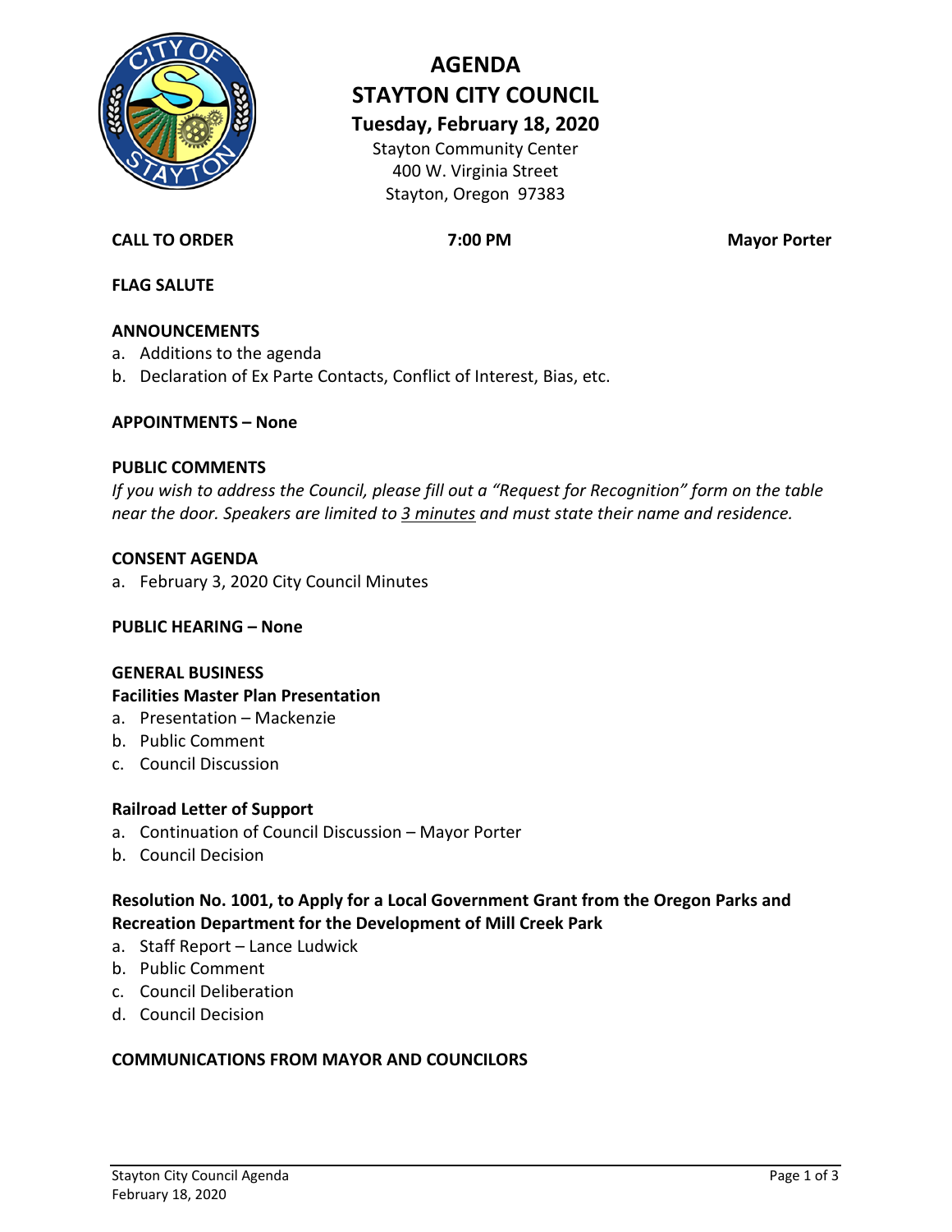# AGENDA
# STAYTON CITY COUNCIL
## Tuesday, February 18, 2020

Stayton Community Center
400 W. Virginia Street
Stayton, Oregon 97383

**CALL TO ORDER** **7:00 PM** **Mayor Porter**

**FLAG SALUTE**

**ANNOUNCEMENTS**

a. Additions to the agenda
b. Declaration of Ex Parte Contacts, Conflict of Interest, Bias, etc.

**APPOINTMENTS – None**

**PUBLIC COMMENTS**

*If you wish to address the Council, please fill out a "Request for Recognition" form on the table near the door. Speakers are limited to 3 minutes and must state their name and residence.*

**CONSENT AGENDA**

a. February 3, 2020 City Council Minutes

**PUBLIC HEARING – None**

**GENERAL BUSINESS**

**Facilities Master Plan Presentation**

a. Presentation – Mackenzie
b. Public Comment
c. Council Discussion

**Railroad Letter of Support**

a. Continuation of Council Discussion – Mayor Porter
b. Council Decision

**Resolution No. 1001, to Apply for a Local Government Grant from the Oregon Parks and Recreation Department for the Development of Mill Creek Park**

a. Staff Report – Lance Ludwick
b. Public Comment
c. Council Deliberation
d. Council Decision

**COMMUNICATIONS FROM MAYOR AND COUNCILORS**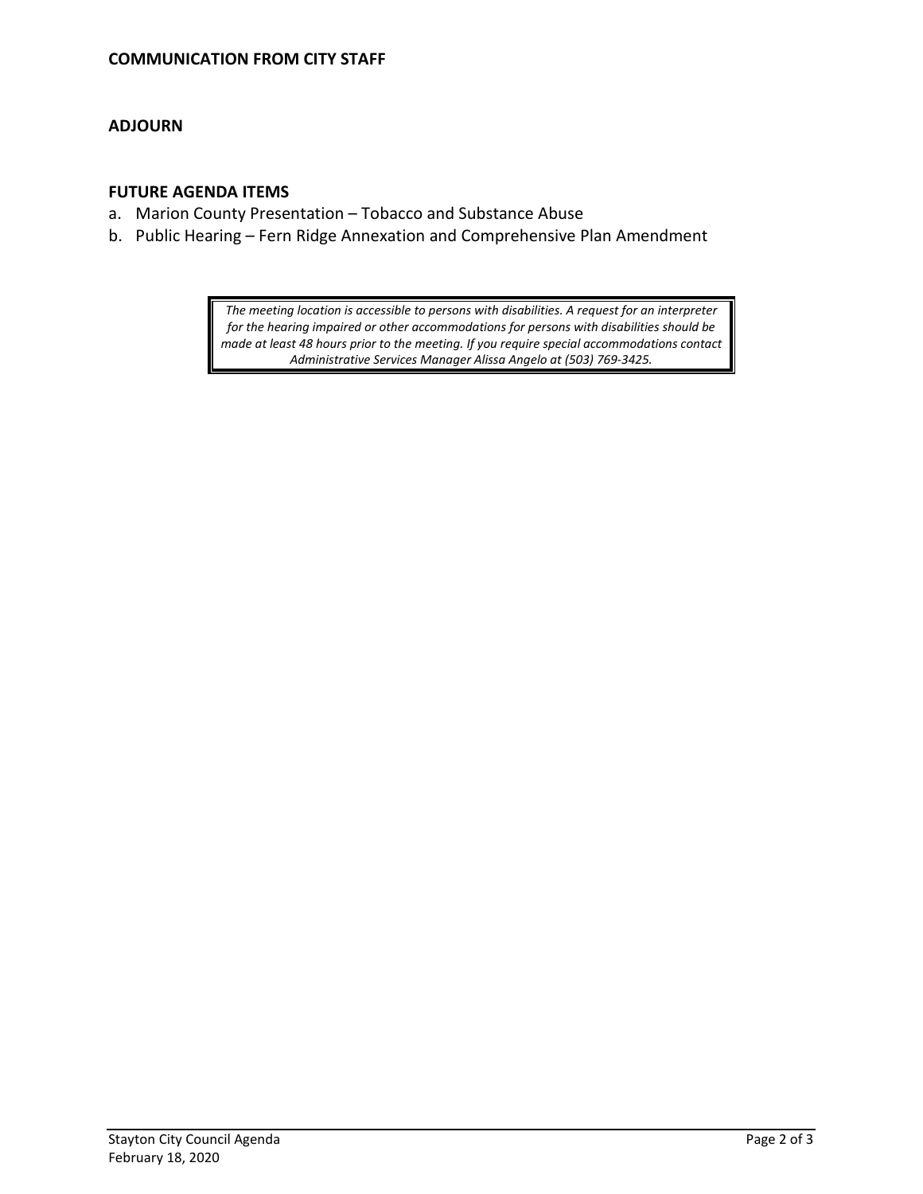## COMMUNICATION FROM CITY STAFF

## ADJOURN

## FUTURE AGENDA ITEMS

a. Marion County Presentation – Tobacco and Substance Abuse
b. Public Hearing – Fern Ridge Annexation and Comprehensive Plan Amendment

*The meeting location is accessible to persons with disabilities. A request for an interpreter for the hearing impaired or other accommodations for persons with disabilities should be made at least 48 hours prior to the meeting. If you require special accommodations contact Administrative Services Manager Alissa Angelo at (503) 769-3425.*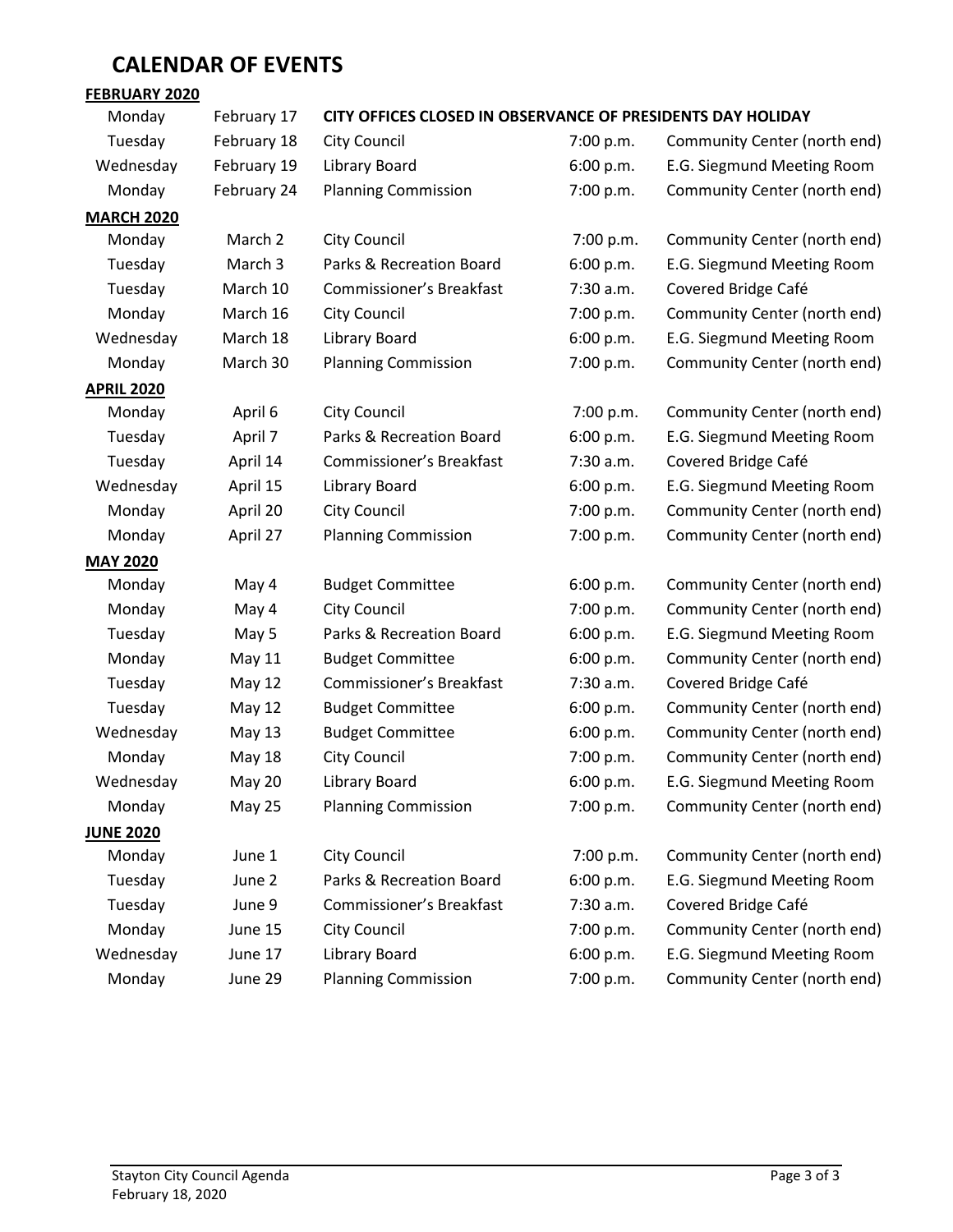# CALENDAR OF EVENTS

**FEBRUARY 2020**

| | | | | |
|---|---|---|---|---|
| Monday | February 17 | **CITY OFFICES CLOSED IN OBSERVANCE OF PRESIDENTS DAY HOLIDAY** | | |
| Tuesday | February 18 | City Council | 7:00 p.m. | Community Center (north end) |
| Wednesday | February 19 | Library Board | 6:00 p.m. | E.G. Siegmund Meeting Room |
| Monday | February 24 | Planning Commission | 7:00 p.m. | Community Center (north end) |

**MARCH 2020**

| | | | | |
|---|---|---|---|---|
| Monday | March 2 | City Council | 7:00 p.m. | Community Center (north end) |
| Tuesday | March 3 | Parks & Recreation Board | 6:00 p.m. | E.G. Siegmund Meeting Room |
| Tuesday | March 10 | Commissioner's Breakfast | 7:30 a.m. | Covered Bridge Café |
| Monday | March 16 | City Council | 7:00 p.m. | Community Center (north end) |
| Wednesday | March 18 | Library Board | 6:00 p.m. | E.G. Siegmund Meeting Room |
| Monday | March 30 | Planning Commission | 7:00 p.m. | Community Center (north end) |

**APRIL 2020**

| | | | | |
|---|---|---|---|---|
| Monday | April 6 | City Council | 7:00 p.m. | Community Center (north end) |
| Tuesday | April 7 | Parks & Recreation Board | 6:00 p.m. | E.G. Siegmund Meeting Room |
| Tuesday | April 14 | Commissioner's Breakfast | 7:30 a.m. | Covered Bridge Café |
| Wednesday | April 15 | Library Board | 6:00 p.m. | E.G. Siegmund Meeting Room |
| Monday | April 20 | City Council | 7:00 p.m. | Community Center (north end) |
| Monday | April 27 | Planning Commission | 7:00 p.m. | Community Center (north end) |

**MAY 2020**

| | | | | |
|---|---|---|---|---|
| Monday | May 4 | Budget Committee | 6:00 p.m. | Community Center (north end) |
| Monday | May 4 | City Council | 7:00 p.m. | Community Center (north end) |
| Tuesday | May 5 | Parks & Recreation Board | 6:00 p.m. | E.G. Siegmund Meeting Room |
| Monday | May 11 | Budget Committee | 6:00 p.m. | Community Center (north end) |
| Tuesday | May 12 | Commissioner's Breakfast | 7:30 a.m. | Covered Bridge Café |
| Tuesday | May 12 | Budget Committee | 6:00 p.m. | Community Center (north end) |
| Wednesday | May 13 | Budget Committee | 6:00 p.m. | Community Center (north end) |
| Monday | May 18 | City Council | 7:00 p.m. | Community Center (north end) |
| Wednesday | May 20 | Library Board | 6:00 p.m. | E.G. Siegmund Meeting Room |
| Monday | May 25 | Planning Commission | 7:00 p.m. | Community Center (north end) |

**JUNE 2020**

| | | | | |
|---|---|---|---|---|
| Monday | June 1 | City Council | 7:00 p.m. | Community Center (north end) |
| Tuesday | June 2 | Parks & Recreation Board | 6:00 p.m. | E.G. Siegmund Meeting Room |
| Tuesday | June 9 | Commissioner's Breakfast | 7:30 a.m. | Covered Bridge Café |
| Monday | June 15 | City Council | 7:00 p.m. | Community Center (north end) |
| Wednesday | June 17 | Library Board | 6:00 p.m. | E.G. Siegmund Meeting Room |
| Monday | June 29 | Planning Commission | 7:00 p.m. | Community Center (north end) |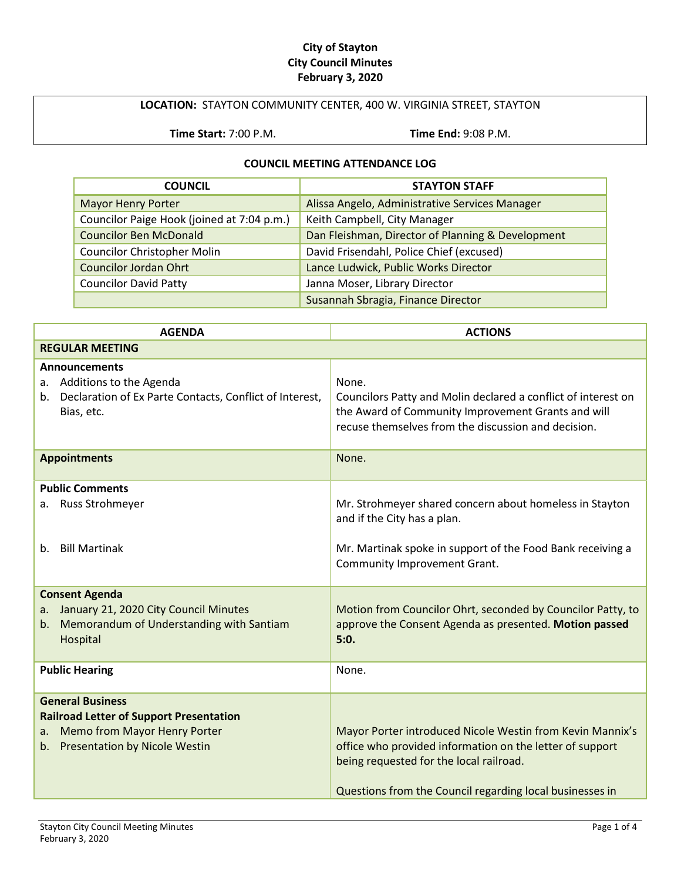**City of Stayton**
**City Council Minutes**
**February 3, 2020**

| LOCATION: STAYTON COMMUNITY CENTER, 400 W. VIRGINIA STREET, STAYTON | |
|---|---|
| **Time Start:** 7:00 P.M. | **Time End:** 9:08 P.M. |

**COUNCIL MEETING ATTENDANCE LOG**

| COUNCIL | STAYTON STAFF |
|---|---|
| Mayor Henry Porter | Alissa Angelo, Administrative Services Manager |
| Councilor Paige Hook (joined at 7:04 p.m.) | Keith Campbell, City Manager |
| Councilor Ben McDonald | Dan Fleishman, Director of Planning & Development |
| Councilor Christopher Molin | David Frisendahl, Police Chief (excused) |
| Councilor Jordan Ohrt | Lance Ludwick, Public Works Director |
| Councilor David Patty | Janna Moser, Library Director |
| | Susannah Sbragia, Finance Director |

| AGENDA | ACTIONS |
|---|---|
| **REGULAR MEETING** | |
| **Announcements**<br>a. Additions to the Agenda<br>b. Declaration of Ex Parte Contacts, Conflict of Interest, Bias, etc. | None.<br>Councilors Patty and Molin declared a conflict of interest on the Award of Community Improvement Grants and will recuse themselves from the discussion and decision. |
| **Appointments** | None. |
| **Public Comments**<br>a. Russ Strohmeyer<br><br>b. Bill Martinak | Mr. Strohmeyer shared concern about homeless in Stayton and if the City has a plan.<br><br>Mr. Martinak spoke in support of the Food Bank receiving a Community Improvement Grant. |
| **Consent Agenda**<br>a. January 21, 2020 City Council Minutes<br>b. Memorandum of Understanding with Santiam Hospital | Motion from Councilor Ohrt, seconded by Councilor Patty, to approve the Consent Agenda as presented. **Motion passed 5:0.** |
| **Public Hearing** | None. |
| **General Business**<br>**Railroad Letter of Support Presentation**<br>a. Memo from Mayor Henry Porter<br>b. Presentation by Nicole Westin | Mayor Porter introduced Nicole Westin from Kevin Mannix's office who provided information on the letter of support being requested for the local railroad.<br><br>Questions from the Council regarding local businesses in |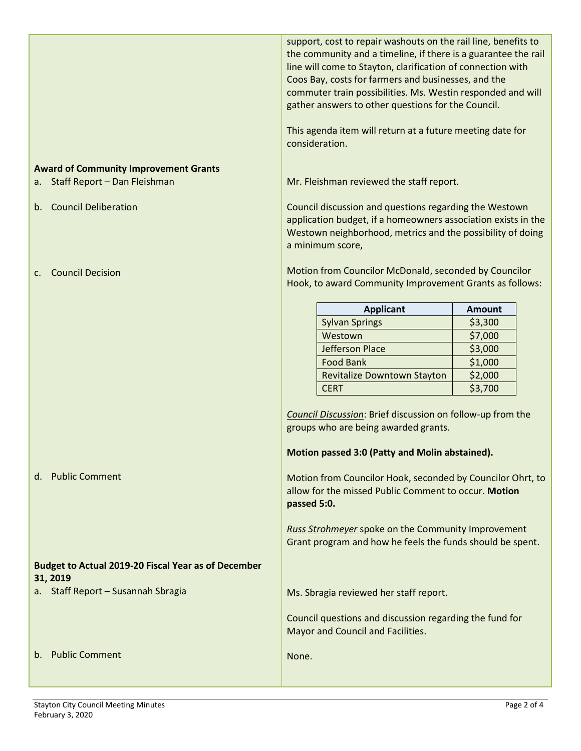support, cost to repair washouts on the rail line, benefits to the community and a timeline, if there is a guarantee the rail line will come to Stayton, clarification of connection with Coos Bay, costs for farmers and businesses, and the commuter train possibilities. Ms. Westin responded and will gather answers to other questions for the Council.

This agenda item will return at a future meeting date for consideration.

**Award of Community Improvement Grants**

a. Staff Report – Dan Fleishman

Mr. Fleishman reviewed the staff report.

b. Council Deliberation

Council discussion and questions regarding the Westown application budget, if a homeowners association exists in the Westown neighborhood, metrics and the possibility of doing a minimum score,

c. Council Decision

Motion from Councilor McDonald, seconded by Councilor Hook, to award Community Improvement Grants as follows:

| Applicant | Amount |
|---|---|
| Sylvan Springs | $3,300 |
| Westown | $7,000 |
| Jefferson Place | $3,000 |
| Food Bank | $1,000 |
| Revitalize Downtown Stayton | $2,000 |
| CERT | $3,700 |

*Council Discussion*: Brief discussion on follow-up from the groups who are being awarded grants.

**Motion passed 3:0 (Patty and Molin abstained).**

d. Public Comment

Motion from Councilor Hook, seconded by Councilor Ohrt, to allow for the missed Public Comment to occur. **Motion passed 5:0.**

*Russ Strohmeyer* spoke on the Community Improvement Grant program and how he feels the funds should be spent.

**Budget to Actual 2019-20 Fiscal Year as of December 31, 2019**

a. Staff Report – Susannah Sbragia

Ms. Sbragia reviewed her staff report.

Council questions and discussion regarding the fund for Mayor and Council and Facilities.

b. Public Comment

None.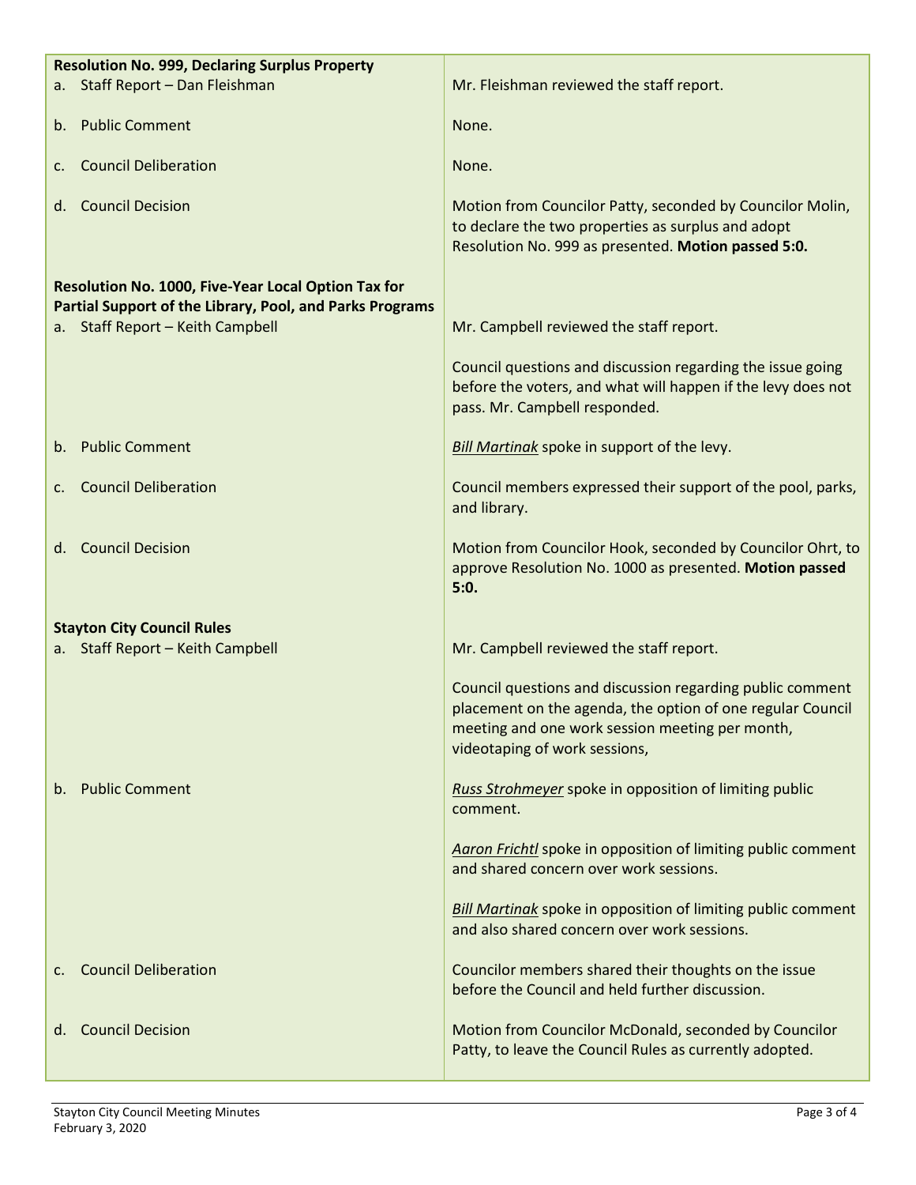| | |
|---|---|
| **Resolution No. 999, Declaring Surplus Property** | |
| a. Staff Report – Dan Fleishman | Mr. Fleishman reviewed the staff report. |
| b. Public Comment | None. |
| c. Council Deliberation | None. |
| d. Council Decision | Motion from Councilor Patty, seconded by Councilor Molin, to declare the two properties as surplus and adopt Resolution No. 999 as presented. **Motion passed 5:0.** |
| **Resolution No. 1000, Five-Year Local Option Tax for Partial Support of the Library, Pool, and Parks Programs** | |
| a. Staff Report – Keith Campbell | Mr. Campbell reviewed the staff report.<br><br>Council questions and discussion regarding the issue going before the voters, and what will happen if the levy does not pass. Mr. Campbell responded. |
| b. Public Comment | *Bill Martinak* spoke in support of the levy. |
| c. Council Deliberation | Council members expressed their support of the pool, parks, and library. |
| d. Council Decision | Motion from Councilor Hook, seconded by Councilor Ohrt, to approve Resolution No. 1000 as presented. **Motion passed 5:0.** |
| **Stayton City Council Rules** | |
| a. Staff Report – Keith Campbell | Mr. Campbell reviewed the staff report.<br><br>Council questions and discussion regarding public comment placement on the agenda, the option of one regular Council meeting and one work session meeting per month, videotaping of work sessions, |
| b. Public Comment | *Russ Strohmeyer* spoke in opposition of limiting public comment.<br><br>*Aaron Frichtl* spoke in opposition of limiting public comment and shared concern over work sessions.<br><br>*Bill Martinak* spoke in opposition of limiting public comment and also shared concern over work sessions. |
| c. Council Deliberation | Councilor members shared their thoughts on the issue before the Council and held further discussion. |
| d. Council Decision | Motion from Councilor McDonald, seconded by Councilor Patty, to leave the Council Rules as currently adopted. |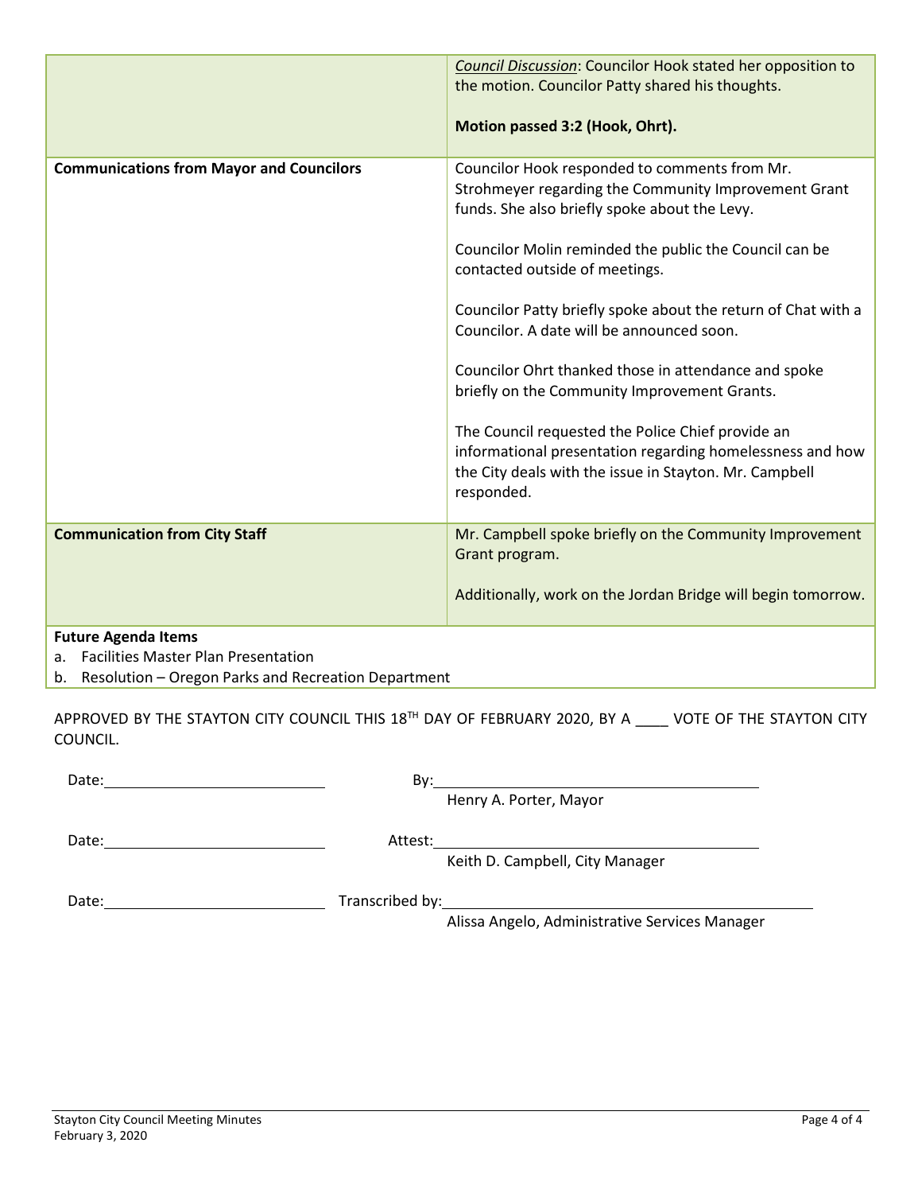| | |
|---|---|
| | *Council Discussion*: Councilor Hook stated her opposition to the motion. Councilor Patty shared his thoughts.<br><br>**Motion passed 3:2 (Hook, Ohrt).** |
| **Communications from Mayor and Councilors** | Councilor Hook responded to comments from Mr. Strohmeyer regarding the Community Improvement Grant funds. She also briefly spoke about the Levy.<br><br>Councilor Molin reminded the public the Council can be contacted outside of meetings.<br><br>Councilor Patty briefly spoke about the return of Chat with a Councilor. A date will be announced soon.<br><br>Councilor Ohrt thanked those in attendance and spoke briefly on the Community Improvement Grants.<br><br>The Council requested the Police Chief provide an informational presentation regarding homelessness and how the City deals with the issue in Stayton. Mr. Campbell responded. |
| **Communication from City Staff** | Mr. Campbell spoke briefly on the Community Improvement Grant program.<br><br>Additionally, work on the Jordan Bridge will begin tomorrow. |

**Future Agenda Items**

a. Facilities Master Plan Presentation
b. Resolution – Oregon Parks and Recreation Department

APPROVED BY THE STAYTON CITY COUNCIL THIS 18TH DAY OF FEBRUARY 2020, BY A ____ VOTE OF THE STAYTON CITY COUNCIL.

Date: ____________________ By: ______________________________
Henry A. Porter, Mayor

Date: ____________________ Attest: ______________________________
Keith D. Campbell, City Manager

Date: ____________________ Transcribed by: ______________________________
Alissa Angelo, Administrative Services Manager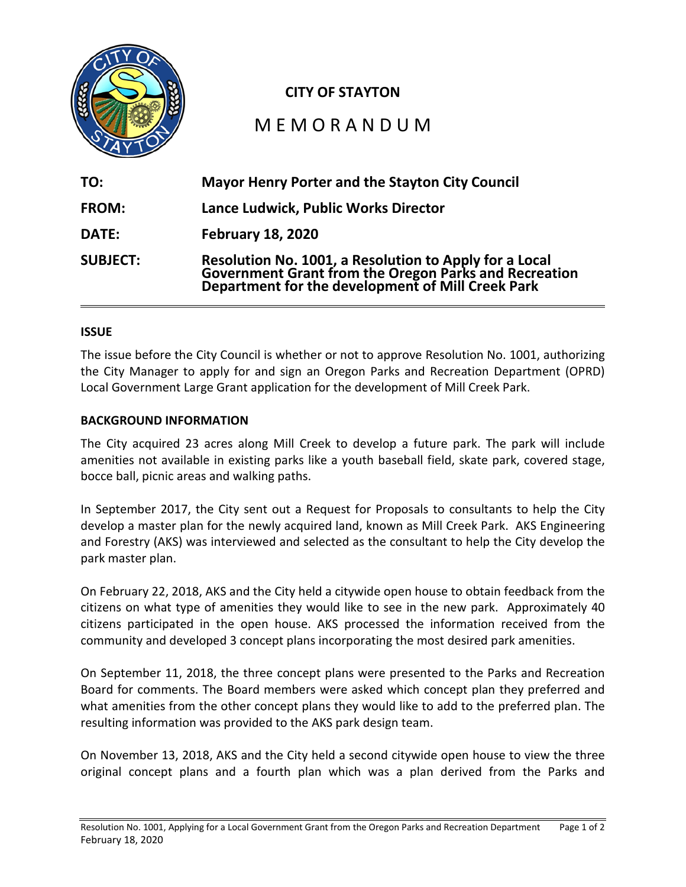**CITY OF STAYTON**

# MEMORANDUM

| | |
|---|---|
| **TO:** | **Mayor Henry Porter and the Stayton City Council** |
| **FROM:** | **Lance Ludwick, Public Works Director** |
| **DATE:** | **February 18, 2020** |
| **SUBJECT:** | **Resolution No. 1001, a Resolution to Apply for a Local Government Grant from the Oregon Parks and Recreation Department for the development of Mill Creek Park** |

## ISSUE

The issue before the City Council is whether or not to approve Resolution No. 1001, authorizing the City Manager to apply for and sign an Oregon Parks and Recreation Department (OPRD) Local Government Large Grant application for the development of Mill Creek Park.

## BACKGROUND INFORMATION

The City acquired 23 acres along Mill Creek to develop a future park. The park will include amenities not available in existing parks like a youth baseball field, skate park, covered stage, bocce ball, picnic areas and walking paths.

In September 2017, the City sent out a Request for Proposals to consultants to help the City develop a master plan for the newly acquired land, known as Mill Creek Park. AKS Engineering and Forestry (AKS) was interviewed and selected as the consultant to help the City develop the park master plan.

On February 22, 2018, AKS and the City held a citywide open house to obtain feedback from the citizens on what type of amenities they would like to see in the new park. Approximately 40 citizens participated in the open house. AKS processed the information received from the community and developed 3 concept plans incorporating the most desired park amenities.

On September 11, 2018, the three concept plans were presented to the Parks and Recreation Board for comments. The Board members were asked which concept plan they preferred and what amenities from the other concept plans they would like to add to the preferred plan. The resulting information was provided to the AKS park design team.

On November 13, 2018, AKS and the City held a second citywide open house to view the three original concept plans and a fourth plan which was a plan derived from the Parks and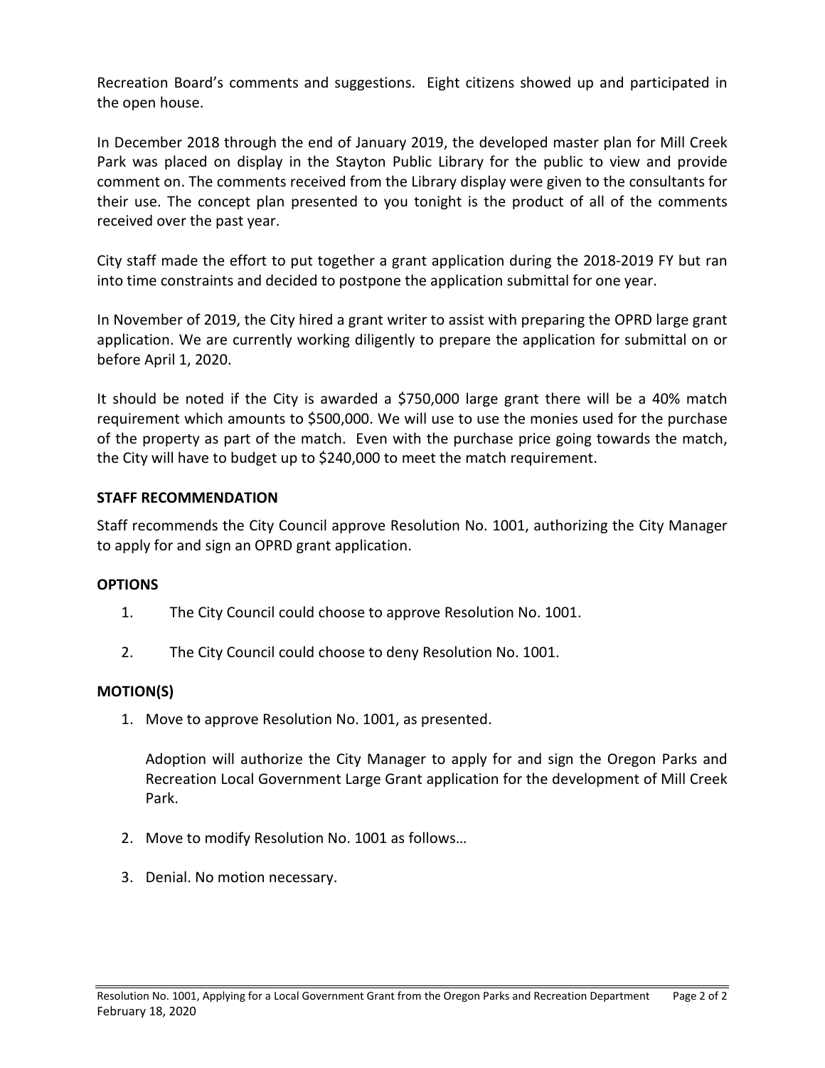Recreation Board's comments and suggestions. Eight citizens showed up and participated in the open house.

In December 2018 through the end of January 2019, the developed master plan for Mill Creek Park was placed on display in the Stayton Public Library for the public to view and provide comment on. The comments received from the Library display were given to the consultants for their use. The concept plan presented to you tonight is the product of all of the comments received over the past year.

City staff made the effort to put together a grant application during the 2018-2019 FY but ran into time constraints and decided to postpone the application submittal for one year.

In November of 2019, the City hired a grant writer to assist with preparing the OPRD large grant application. We are currently working diligently to prepare the application for submittal on or before April 1, 2020.

It should be noted if the City is awarded a $750,000 large grant there will be a 40% match requirement which amounts to $500,000. We will use to use the monies used for the purchase of the property as part of the match. Even with the purchase price going towards the match, the City will have to budget up to $240,000 to meet the match requirement.

**STAFF RECOMMENDATION**

Staff recommends the City Council approve Resolution No. 1001, authorizing the City Manager to apply for and sign an OPRD grant application.

**OPTIONS**

1. The City Council could choose to approve Resolution No. 1001.
2. The City Council could choose to deny Resolution No. 1001.

**MOTION(S)**

1. Move to approve Resolution No. 1001, as presented.

   Adoption will authorize the City Manager to apply for and sign the Oregon Parks and Recreation Local Government Large Grant application for the development of Mill Creek Park.

2. Move to modify Resolution No. 1001 as follows…
3. Denial. No motion necessary.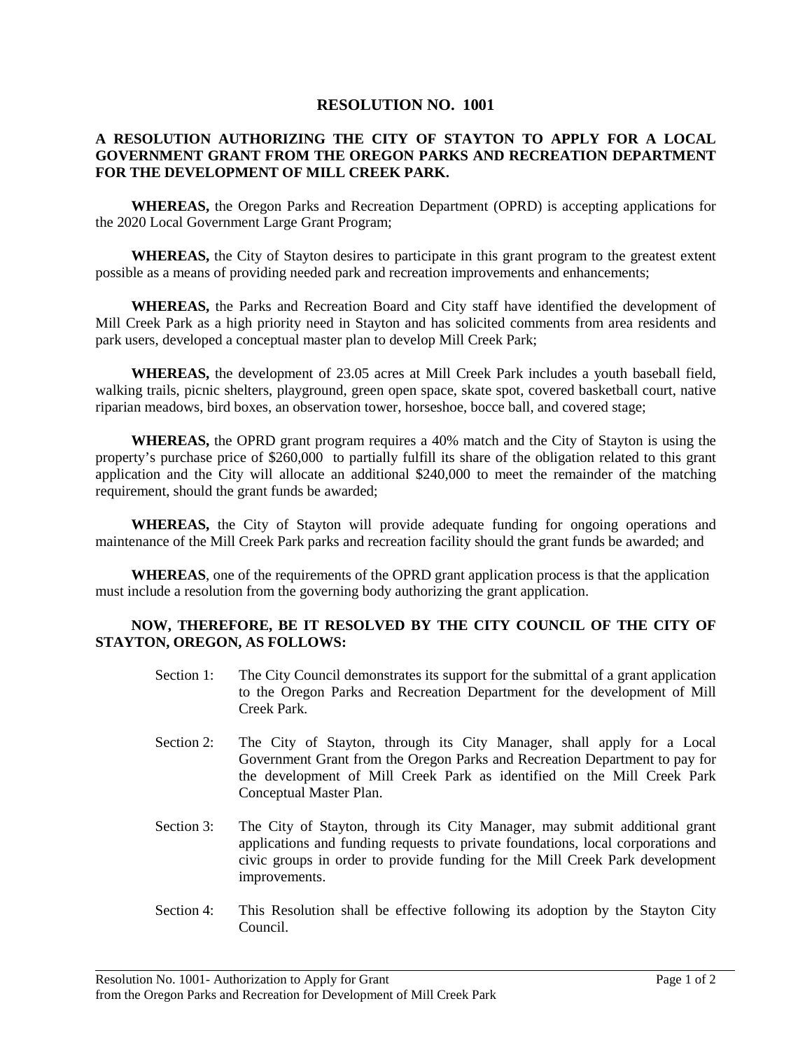# RESOLUTION NO. 1001

**A RESOLUTION AUTHORIZING THE CITY OF STAYTON TO APPLY FOR A LOCAL GOVERNMENT GRANT FROM THE OREGON PARKS AND RECREATION DEPARTMENT FOR THE DEVELOPMENT OF MILL CREEK PARK.**

**WHEREAS,** the Oregon Parks and Recreation Department (OPRD) is accepting applications for the 2020 Local Government Large Grant Program;

**WHEREAS,** the City of Stayton desires to participate in this grant program to the greatest extent possible as a means of providing needed park and recreation improvements and enhancements;

**WHEREAS,** the Parks and Recreation Board and City staff have identified the development of Mill Creek Park as a high priority need in Stayton and has solicited comments from area residents and park users, developed a conceptual master plan to develop Mill Creek Park;

**WHEREAS,** the development of 23.05 acres at Mill Creek Park includes a youth baseball field, walking trails, picnic shelters, playground, green open space, skate spot, covered basketball court, native riparian meadows, bird boxes, an observation tower, horseshoe, bocce ball, and covered stage;

**WHEREAS,** the OPRD grant program requires a 40% match and the City of Stayton is using the property's purchase price of $260,000 to partially fulfill its share of the obligation related to this grant application and the City will allocate an additional $240,000 to meet the remainder of the matching requirement, should the grant funds be awarded;

**WHEREAS,** the City of Stayton will provide adequate funding for ongoing operations and maintenance of the Mill Creek Park parks and recreation facility should the grant funds be awarded; and

**WHEREAS**, one of the requirements of the OPRD grant application process is that the application must include a resolution from the governing body authorizing the grant application.

**NOW, THEREFORE, BE IT RESOLVED BY THE CITY COUNCIL OF THE CITY OF STAYTON, OREGON, AS FOLLOWS:**

Section 1: The City Council demonstrates its support for the submittal of a grant application to the Oregon Parks and Recreation Department for the development of Mill Creek Park.

Section 2: The City of Stayton, through its City Manager, shall apply for a Local Government Grant from the Oregon Parks and Recreation Department to pay for the development of Mill Creek Park as identified on the Mill Creek Park Conceptual Master Plan.

Section 3: The City of Stayton, through its City Manager, may submit additional grant applications and funding requests to private foundations, local corporations and civic groups in order to provide funding for the Mill Creek Park development improvements.

Section 4: This Resolution shall be effective following its adoption by the Stayton City Council.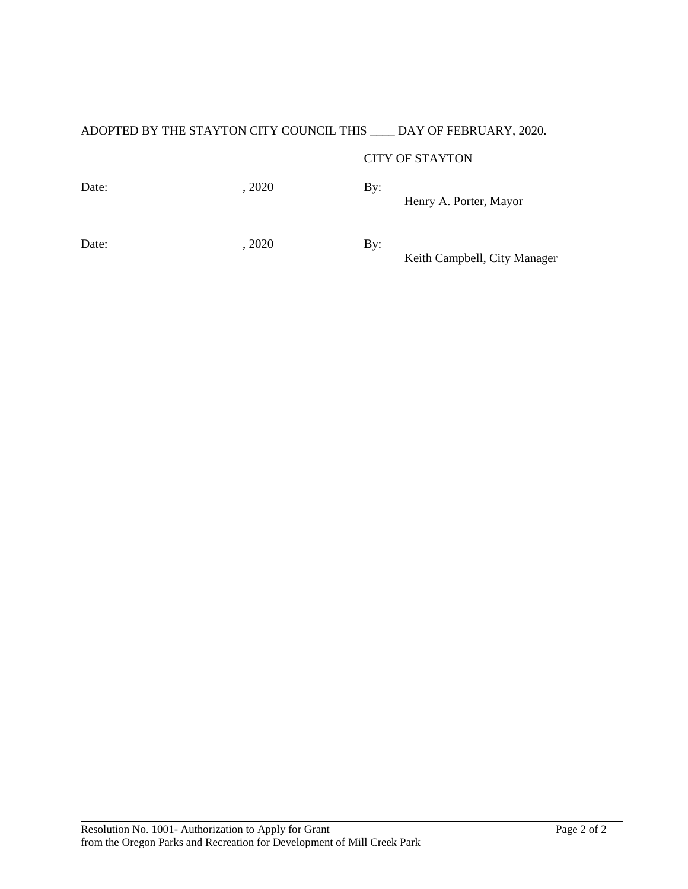ADOPTED BY THE STAYTON CITY COUNCIL THIS ____ DAY OF FEBRUARY, 2020.

CITY OF STAYTON

Date: ____________________, 2020

By: ________________________________
Henry A. Porter, Mayor

Date: ____________________, 2020

By: ________________________________
Keith Campbell, City Manager